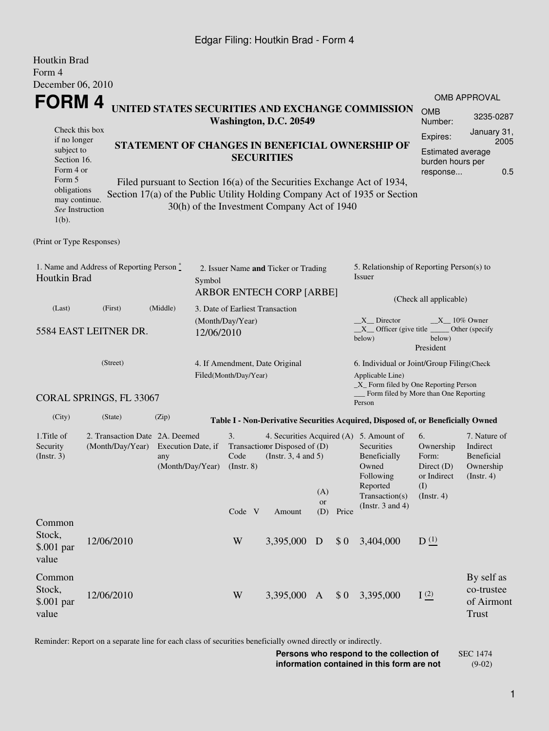Houtkin Brad
Form 4
December 06, 2010

# FORM 4

## UNITED STATES SECURITIES AND EXCHANGE COMMISSION
**Washington, D.C. 20549**

Check this box if no longer subject to Section 16. Form 4 or Form 5 obligations may continue. *See* Instruction 1(b).

## STATEMENT OF CHANGES IN BENEFICIAL OWNERSHIP OF SECURITIES

Filed pursuant to Section 16(a) of the Securities Exchange Act of 1934, Section 17(a) of the Public Utility Holding Company Act of 1935 or Section 30(h) of the Investment Company Act of 1940

| OMB APPROVAL | |
|---|---|
| OMB Number: | 3235-0287 |
| Expires: | January 31, 2005 |
| Estimated average burden hours per response... | 0.5 |

(Print or Type Responses)

1. Name and Address of Reporting Person *
Houtkin Brad
(Last) (First) (Middle)
5584 EAST LEITNER DR.
(Street)
CORAL SPRINGS, FL 33067
(City) (State) (Zip)

2. Issuer Name **and** Ticker or Trading Symbol
ARBOR ENTECH CORP [ARBE]

3. Date of Earliest Transaction (Month/Day/Year)
12/06/2010

4. If Amendment, Date Original Filed(Month/Day/Year)

5. Relationship of Reporting Person(s) to Issuer
(Check all applicable)
__X__ Director __X__ 10% Owner
__X__ Officer (give title below) _____ Other (specify below)
President

6. Individual or Joint/Group Filing(Check Applicable Line)
_X_ Form filed by One Reporting Person
___ Form filed by More than One Reporting Person

**Table I - Non-Derivative Securities Acquired, Disposed of, or Beneficially Owned**

| 1.Title of Security (Instr. 3) | 2. Transaction Date (Month/Day/Year) | 2A. Deemed Execution Date, if any (Month/Day/Year) | 3. Transaction Code (Instr. 8) | | 4. Securities Acquired (A) or Disposed of (D) (Instr. 3, 4 and 5) | | | 5. Amount of Securities Beneficially Owned Following Reported Transaction(s) (Instr. 3 and 4) | 6. Ownership Form: Direct (D) or Indirect (I) (Instr. 4) | 7. Nature of Indirect Beneficial Ownership (Instr. 4) |
|---|---|---|---|---|---|---|---|---|---|---|
| | | | Code | V | Amount | (A) or (D) | Price | | | |
| Common Stock, $.001 par value | 12/06/2010 | | W | | 3,395,000 | D | $ 0 | 3,404,000 | D (1) | |
| Common Stock, $.001 par value | 12/06/2010 | | W | | 3,395,000 | A | $ 0 | 3,395,000 | I (2) | By self as co-trustee of Airmont Trust |

Reminder: Report on a separate line for each class of securities beneficially owned directly or indirectly.

**Persons who respond to the collection of information contained in this form are not**

SEC 1474 (9-02)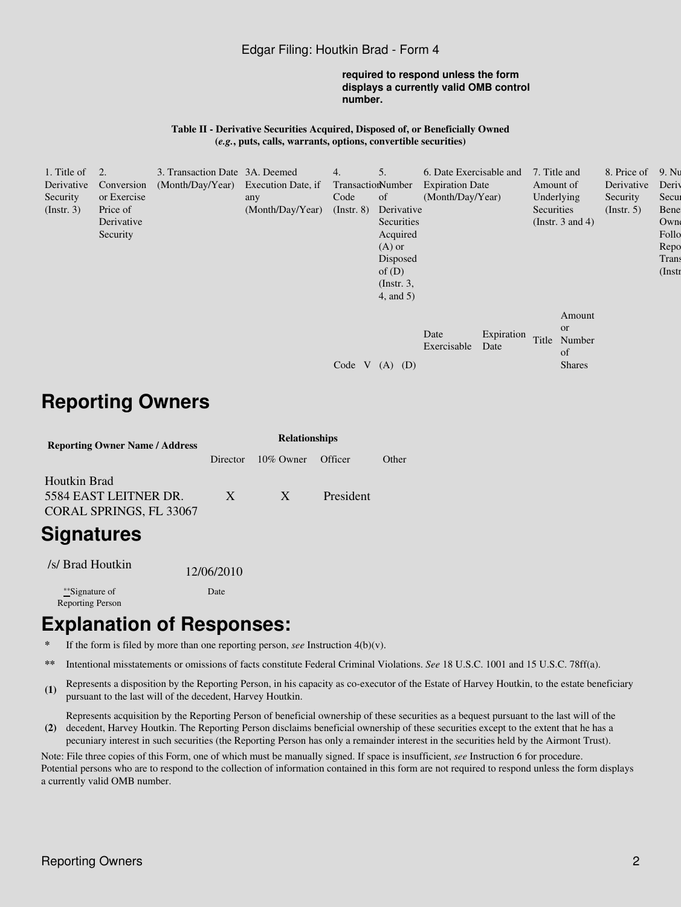required to respond unless the form displays a currently valid OMB control number.

**Table II - Derivative Securities Acquired, Disposed of, or Beneficially Owned**
**(*e.g.*, puts, calls, warrants, options, convertible securities)**

| 1. Title of Derivative Security (Instr. 3) | 2. Conversion or Exercise Price of Derivative Security | 3. Transaction Date (Month/Day/Year) | 3A. Deemed Execution Date, if any (Month/Day/Year) | 4. Transaction Code (Instr. 8) | | 5. Number of Derivative Securities Acquired (A) or Disposed of (D) (Instr. 3, 4, and 5) | | 6. Date Exercisable and Expiration Date (Month/Day/Year) | | 7. Title and Amount of Underlying Securities (Instr. 3 and 4) | | 8. Price of Derivative Security (Instr. 5) | 9. Nu Deriv Secur Bene Owne Follo Repo Trans (Instr |
|---|---|---|---|---|---|---|---|---|---|---|---|---|---|
| | | | | Code | V | (A) | (D) | Date Exercisable | Expiration Date | Title | Amount or Number of Shares | | |

# Reporting Owners

| Reporting Owner Name / Address | Relationships | | | |
|---|---|---|---|---|
| | Director | 10% Owner | Officer | Other |
| Houtkin Brad<br>5584 EAST LEITNER DR.<br>CORAL SPRINGS, FL 33067 | X | X | President | |

# Signatures

| | |
|---|---|
| /s/ Brad Houtkin | 12/06/2010 |
| **Signature of Reporting Person | Date |

# Explanation of Responses:

- \* If the form is filed by more than one reporting person, *see* Instruction 4(b)(v).
- \*\* Intentional misstatements or omissions of facts constitute Federal Criminal Violations. *See* 18 U.S.C. 1001 and 15 U.S.C. 78ff(a).
- **(1)** Represents a disposition by the Reporting Person, in his capacity as co-executor of the Estate of Harvey Houtkin, to the estate beneficiary pursuant to the last will of the decedent, Harvey Houtkin.
- **(2)** Represents acquisition by the Reporting Person of beneficial ownership of these securities as a bequest pursuant to the last will of the decedent, Harvey Houtkin. The Reporting Person disclaims beneficial ownership of these securities except to the extent that he has a pecuniary interest in such securities (the Reporting Person has only a remainder interest in the securities held by the Airmont Trust).

Note: File three copies of this Form, one of which must be manually signed. If space is insufficient, *see* Instruction 6 for procedure.
Potential persons who are to respond to the collection of information contained in this form are not required to respond unless the form displays a currently valid OMB number.